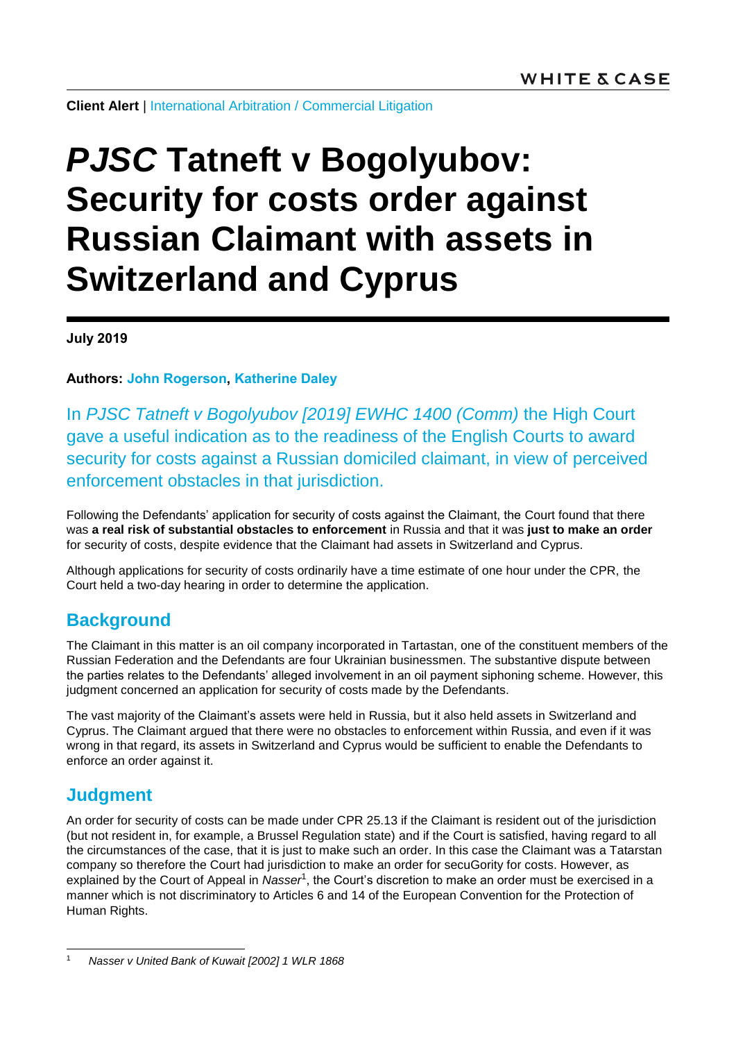**Client Alert** | International Arbitration / Commercial Litigation

# *PJSC* Tatneft v Bogolyubov: Security for costs order against Russian Claimant with assets in Switzerland and Cyprus

**July 2019**

**Authors: John Rogerson, Katherine Daley**

In *PJSC Tatneft v Bogolyubov [2019] EWHC 1400 (Comm)* the High Court gave a useful indication as to the readiness of the English Courts to award security for costs against a Russian domiciled claimant, in view of perceived enforcement obstacles in that jurisdiction.

Following the Defendants' application for security of costs against the Claimant, the Court found that there was **a real risk of substantial obstacles to enforcement** in Russia and that it was **just to make an order** for security of costs, despite evidence that the Claimant had assets in Switzerland and Cyprus.

Although applications for security of costs ordinarily have a time estimate of one hour under the CPR, the Court held a two-day hearing in order to determine the application.

## Background

The Claimant in this matter is an oil company incorporated in Tartastan, one of the constituent members of the Russian Federation and the Defendants are four Ukrainian businessmen. The substantive dispute between the parties relates to the Defendants' alleged involvement in an oil payment siphoning scheme. However, this judgment concerned an application for security of costs made by the Defendants.

The vast majority of the Claimant's assets were held in Russia, but it also held assets in Switzerland and Cyprus. The Claimant argued that there were no obstacles to enforcement within Russia, and even if it was wrong in that regard, its assets in Switzerland and Cyprus would be sufficient to enable the Defendants to enforce an order against it.

## Judgment

An order for security of costs can be made under CPR 25.13 if the Claimant is resident out of the jurisdiction (but not resident in, for example, a Brussel Regulation state) and if the Court is satisfied, having regard to all the circumstances of the case, that it is just to make such an order. In this case the Claimant was a Tatarstan company so therefore the Court had jurisdiction to make an order for secuGority for costs. However, as explained by the Court of Appeal in *Nasser*[1], the Court's discretion to make an order must be exercised in a manner which is not discriminatory to Articles 6 and 14 of the European Convention for the Protection of Human Rights.

[1] *Nasser v United Bank of Kuwait [2002] 1 WLR 1868*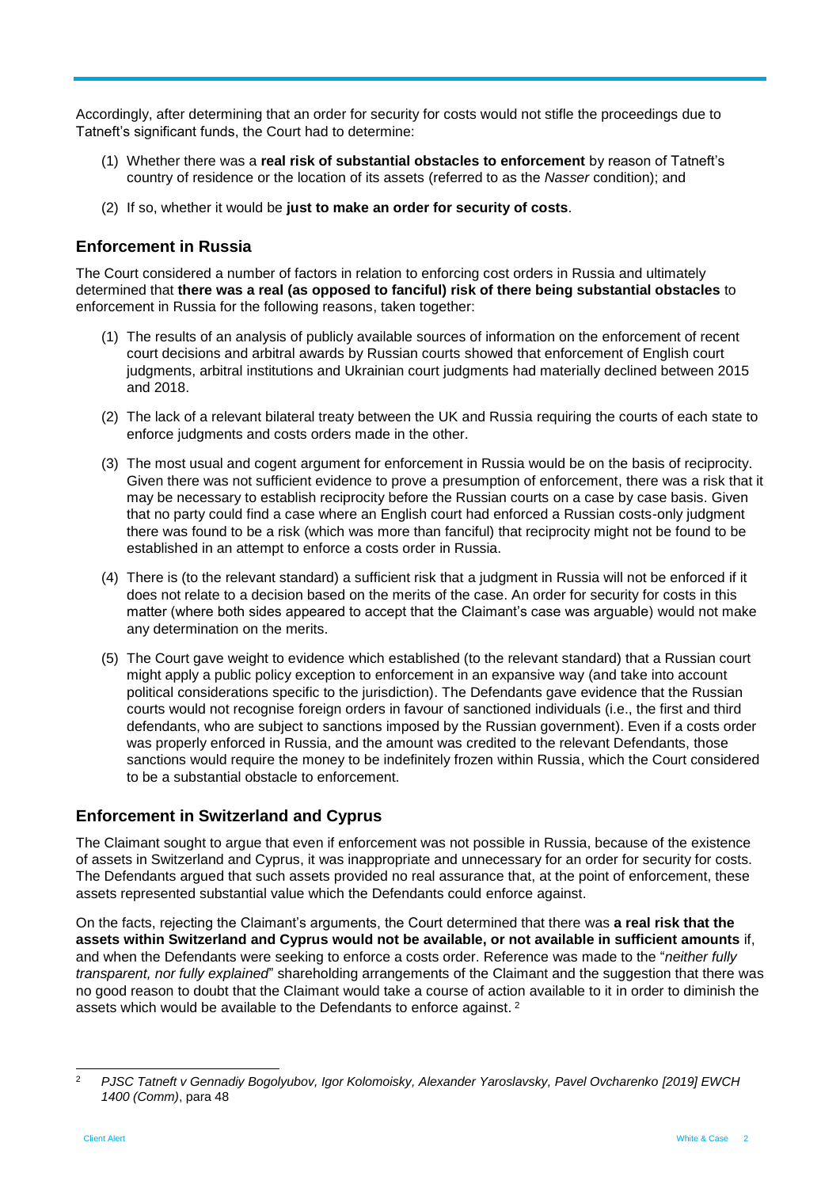Accordingly, after determining that an order for security for costs would not stifle the proceedings due to Tatneft's significant funds, the Court had to determine:

(1) Whether there was a **real risk of substantial obstacles to enforcement** by reason of Tatneft's country of residence or the location of its assets (referred to as the *Nasser* condition); and

(2) If so, whether it would be **just to make an order for security of costs**.

## Enforcement in Russia

The Court considered a number of factors in relation to enforcing cost orders in Russia and ultimately determined that **there was a real (as opposed to fanciful) risk of there being substantial obstacles** to enforcement in Russia for the following reasons, taken together:

(1) The results of an analysis of publicly available sources of information on the enforcement of recent court decisions and arbitral awards by Russian courts showed that enforcement of English court judgments, arbitral institutions and Ukrainian court judgments had materially declined between 2015 and 2018.

(2) The lack of a relevant bilateral treaty between the UK and Russia requiring the courts of each state to enforce judgments and costs orders made in the other.

(3) The most usual and cogent argument for enforcement in Russia would be on the basis of reciprocity. Given there was not sufficient evidence to prove a presumption of enforcement, there was a risk that it may be necessary to establish reciprocity before the Russian courts on a case by case basis. Given that no party could find a case where an English court had enforced a Russian costs-only judgment there was found to be a risk (which was more than fanciful) that reciprocity might not be found to be established in an attempt to enforce a costs order in Russia.

(4) There is (to the relevant standard) a sufficient risk that a judgment in Russia will not be enforced if it does not relate to a decision based on the merits of the case. An order for security for costs in this matter (where both sides appeared to accept that the Claimant's case was arguable) would not make any determination on the merits.

(5) The Court gave weight to evidence which established (to the relevant standard) that a Russian court might apply a public policy exception to enforcement in an expansive way (and take into account political considerations specific to the jurisdiction). The Defendants gave evidence that the Russian courts would not recognise foreign orders in favour of sanctioned individuals (i.e., the first and third defendants, who are subject to sanctions imposed by the Russian government). Even if a costs order was properly enforced in Russia, and the amount was credited to the relevant Defendants, those sanctions would require the money to be indefinitely frozen within Russia, which the Court considered to be a substantial obstacle to enforcement.

## Enforcement in Switzerland and Cyprus

The Claimant sought to argue that even if enforcement was not possible in Russia, because of the existence of assets in Switzerland and Cyprus, it was inappropriate and unnecessary for an order for security for costs. The Defendants argued that such assets provided no real assurance that, at the point of enforcement, these assets represented substantial value which the Defendants could enforce against.

On the facts, rejecting the Claimant's arguments, the Court determined that there was **a real risk that the assets within Switzerland and Cyprus would not be available, or not available in sufficient amounts** if, and when the Defendants were seeking to enforce a costs order. Reference was made to the "*neither fully transparent, nor fully explained*" shareholding arrangements of the Claimant and the suggestion that there was no good reason to doubt that the Claimant would take a course of action available to it in order to diminish the assets which would be available to the Defendants to enforce against. [2]

---

[2] *PJSC Tatneft v Gennadiy Bogolyubov, Igor Kolomoisky, Alexander Yaroslavsky, Pavel Ovcharenko [2019] EWCH 1400 (Comm)*, para 48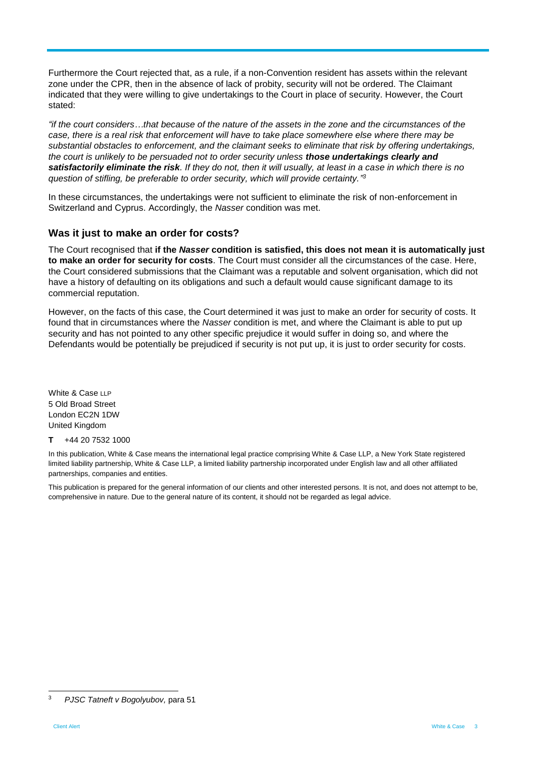Furthermore the Court rejected that, as a rule, if a non-Convention resident has assets within the relevant zone under the CPR, then in the absence of lack of probity, security will not be ordered. The Claimant indicated that they were willing to give undertakings to the Court in place of security. However, the Court stated:

*"if the court considers…that because of the nature of the assets in the zone and the circumstances of the case, there is a real risk that enforcement will have to take place somewhere else where there may be substantial obstacles to enforcement, and the claimant seeks to eliminate that risk by offering undertakings, the court is unlikely to be persuaded not to order security unless* ***those undertakings clearly and satisfactorily eliminate the risk****. If they do not, then it will usually, at least in a case in which there is no question of stifling, be preferable to order security, which will provide certainty."*[3]

In these circumstances, the undertakings were not sufficient to eliminate the risk of non-enforcement in Switzerland and Cyprus. Accordingly, the *Nasser* condition was met.

## Was it just to make an order for costs?

The Court recognised that **if the *Nasser* condition is satisfied, this does not mean it is automatically just to make an order for security for costs**. The Court must consider all the circumstances of the case. Here, the Court considered submissions that the Claimant was a reputable and solvent organisation, which did not have a history of defaulting on its obligations and such a default would cause significant damage to its commercial reputation.

However, on the facts of this case, the Court determined it was just to make an order for security of costs. It found that in circumstances where the *Nasser* condition is met, and where the Claimant is able to put up security and has not pointed to any other specific prejudice it would suffer in doing so, and where the Defendants would be potentially be prejudiced if security is not put up, it is just to order security for costs.

White & Case LLP
5 Old Broad Street
London EC2N 1DW
United Kingdom

**T** +44 20 7532 1000

In this publication, White & Case means the international legal practice comprising White & Case LLP, a New York State registered limited liability partnership, White & Case LLP, a limited liability partnership incorporated under English law and all other affiliated partnerships, companies and entities.

This publication is prepared for the general information of our clients and other interested persons. It is not, and does not attempt to be, comprehensive in nature. Due to the general nature of its content, it should not be regarded as legal advice.

[3] *PJSC Tatneft v Bogolyubov,* para 51